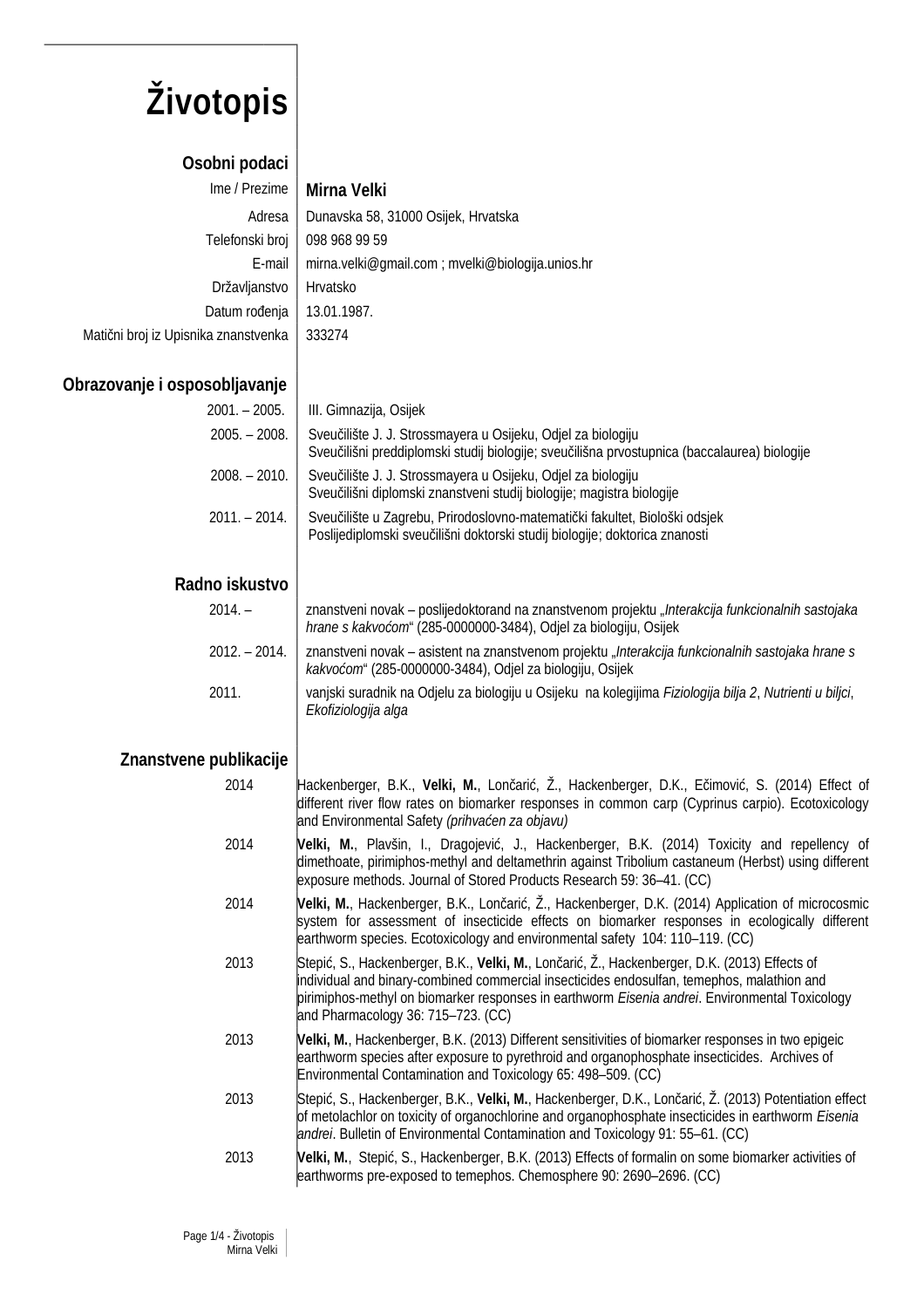# Životopis

## Osobni podaci

| | |
|---|---|
| Ime / Prezime | **Mirna Velki** |
| Adresa | Dunavska 58, 31000 Osijek, Hrvatska |
| Telefonski broj | 098 968 99 59 |
| E-mail | mirna.velki@gmail.com ; mvelki@biologija.unios.hr |
| Državljanstvo | Hrvatsko |
| Datum rođenja | 13.01.1987. |
| Matični broj iz Upisnika znanstvenka | 333274 |

## Obrazovanje i osposobljavanje

| | |
|---|---|
| 2001. – 2005. | III. Gimnazija, Osijek |
| 2005. – 2008. | Sveučilište J. J. Strossmayera u Osijeku, Odjel za biologiju<br>Sveučilišni preddiplomski studij biologije; sveučilišna prvostupnica (baccalaurea) biologije |
| 2008. – 2010. | Sveučilište J. J. Strossmayera u Osijeku, Odjel za biologiju<br>Sveučilišni diplomski znanstveni studij biologije; magistra biologije |
| 2011. – 2014. | Sveučilište u Zagrebu, Prirodoslovno-matematički fakultet, Biološki odsjek<br>Poslijediplomski sveučilišni doktorski studij biologije; doktorica znanosti |

## Radno iskustvo

| | |
|---|---|
| 2014. – | znanstveni novak – poslijedoktorand na znanstvenom projektu „*Interakcija funkcionalnih sastojaka hrane s kakvoćom*" (285-0000000-3484), Odjel za biologiju, Osijek |
| 2012. – 2014. | znanstveni novak – asistent na znanstvenom projektu „*Interakcija funkcionalnih sastojaka hrane s kakvoćom*" (285-0000000-3484), Odjel za biologiju, Osijek |
| 2011. | vanjski suradnik na Odjelu za biologiju u Osijeku na kolegijima *Fiziologija bilja 2*, *Nutrienti u biljci*, *Ekofiziologija alga* |

## Znanstvene publikacije

| | |
|---|---|
| 2014 | Hackenberger, B.K., **Velki, M.**, Lončarić, Ž., Hackenberger, D.K., Ečimović, S. (2014) Effect of different river flow rates on biomarker responses in common carp (Cyprinus carpio). Ecotoxicology and Environmental Safety *(prihvaćen za objavu)* |
| 2014 | **Velki, M.**, Plavšin, I., Dragojević, J., Hackenberger, B.K. (2014) Toxicity and repellency of dimethoate, pirimiphos-methyl and deltamethrin against Tribolium castaneum (Herbst) using different exposure methods. Journal of Stored Products Research 59: 36–41. (CC) |
| 2014 | **Velki, M.**, Hackenberger, B.K., Lončarić, Ž., Hackenberger, D.K. (2014) Application of microcosmic system for assessment of insecticide effects on biomarker responses in ecologically different earthworm species. Ecotoxicology and environmental safety 104: 110–119. (CC) |
| 2013 | Stepić, S., Hackenberger, B.K., **Velki, M.**, Lončarić, Ž., Hackenberger, D.K. (2013) Effects of individual and binary-combined commercial insecticides endosulfan, temephos, malathion and pirimiphos-methyl on biomarker responses in earthworm *Eisenia andrei*. Environmental Toxicology and Pharmacology 36: 715–723. (CC) |
| 2013 | **Velki, M.**, Hackenberger, B.K. (2013) Different sensitivities of biomarker responses in two epigeic earthworm species after exposure to pyrethroid and organophosphate insecticides. Archives of Environmental Contamination and Toxicology 65: 498–509. (CC) |
| 2013 | Stepić, S., Hackenberger, B.K., **Velki, M.**, Hackenberger, D.K., Lončarić, Ž. (2013) Potentiation effect of metolachlor on toxicity of organochlorine and organophosphate insecticides in earthworm *Eisenia andrei*. Bulletin of Environmental Contamination and Toxicology 91: 55–61. (CC) |
| 2013 | **Velki, M.**, Stepić, S., Hackenberger, B.K. (2013) Effects of formalin on some biomarker activities of earthworms pre-exposed to temephos. Chemosphere 90: 2690–2696. (CC) |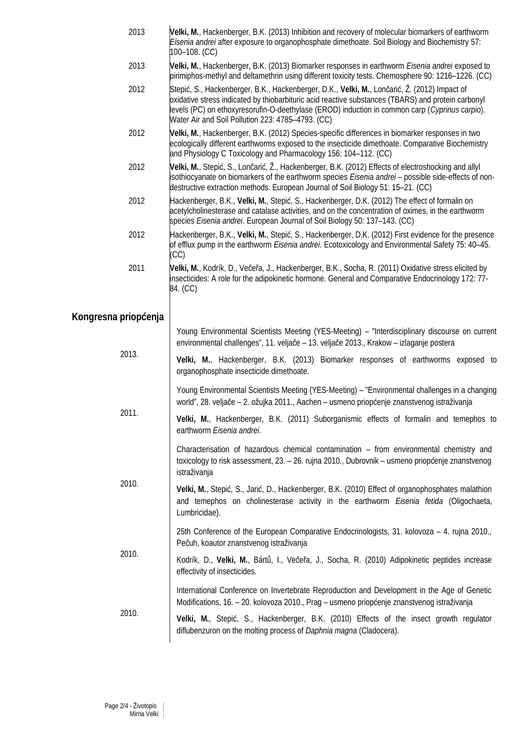2013 **Velki, M.**, Hackenberger, B.K. (2013) Inhibition and recovery of molecular biomarkers of earthworm *Eisenia andrei* after exposure to organophosphate dimethoate. Soil Biology and Biochemistry 57: 100–108. (CC)

2013 **Velki, M.**, Hackenberger, B.K. (2013) Biomarker responses in earthworm *Eisenia andrei* exposed to pirimiphos-methyl and deltamethrin using different toxicity tests. Chemosphere 90: 1216–1226. (CC)

2012 Stepić, S., Hackenberger, B.K., Hackenberger, D.K., **Velki, M.**, Lončarić, Ž. (2012) Impact of oxidative stress indicated by thiobarbituric acid reactive substances (TBARS) and protein carbonyl levels (PC) on ethoxyresorufin-O-deethylase (EROD) induction in common carp (*Cyprinus carpio*). Water Air and Soil Pollution 223: 4785–4793. (CC)

2012 **Velki, M.**, Hackenberger, B.K. (2012) Species-specific differences in biomarker responses in two ecologically different earthworms exposed to the insecticide dimethoate. Comparative Biochemistry and Physiology C Toxicology and Pharmacology 156: 104–112. (CC)

2012 **Velki, M.**, Stepić, S., Lončarić, Ž., Hackenberger, B.K. (2012) Effects of electroshocking and allyl isothiocyanate on biomarkers of the earthworm species *Eisenia andrei* – possible side-effects of non-destructive extraction methods. European Journal of Soil Biology 51: 15–21. (CC)

2012 Hackenberger, B.K., **Velki, M.**, Stepić, S., Hackenberger, D.K. (2012) The effect of formalin on acetylcholinesterase and catalase activities, and on the concentration of oximes, in the earthworm species *Eisenia andrei*. European Journal of Soil Biology 50: 137–143. (CC)

2012 Hackenberger, B.K., **Velki, M.**, Stepić, S., Hackenberger, D.K. (2012) First evidence for the presence of efflux pump in the earthworm *Eisenia andrei*. Ecotoxicology and Environmental Safety 75: 40–45. (CC)

2011 **Velki, M.**, Kodrík, D., Večeřa, J., Hackenberger, B.K., Socha, R. (2011) Oxidative stress elicited by insecticides: A role for the adipokinetic hormone. General and Comparative Endocrinology 172: 77-84. (CC)

## Kongresna priopćenja

2013.

Young Environmental Scientists Meeting (YES-Meeting) – "Interdisciplinary discourse on current environmental challenges", 11. veljače – 13. veljače 2013., Krakow – izlaganje postera

**Velki, M.**, Hackenberger, B.K. (2013) Biomarker responses of earthworms exposed to organophosphate insecticide dimethoate.

2011.

Young Environmental Scientists Meeting (YES-Meeting) – "Environmental challenges in a changing world", 28. veljače – 2. ožujka 2011., Aachen – usmeno priopćenje znanstvenog istraživanja

**Velki, M.**, Hackenberger, B.K. (2011) Suborganismic effects of formalin and temephos to earthworm *Eisenia andrei*.

2010.

Characterisation of hazardous chemical contamination – from environmental chemistry and toxicology to risk assessment, 23. – 26. rujna 2010., Dubrovnik – usmeno priopćenje znanstvenog istraživanja

**Velki, M.**, Stepić, S., Jarić, D., Hackenberger, B.K. (2010) Effect of organophosphates malathion and temephos on cholinesterase activity in the earthworm *Eisenia fetida* (Oligochaeta, Lumbricidae).

2010.

25th Conference of the European Comparative Endocrinologists, 31. kolovoza – 4. rujna 2010., Pečuh, koautor znanstvenog istraživanja

Kodrík, D., **Velki, M.**, Bártů, I., Večeřa, J., Socha, R. (2010) Adipokinetic peptides increase effectivity of insecticides.

2010.

International Conference on Invertebrate Reproduction and Development in the Age of Genetic Modifications, 16. – 20. kolovoza 2010., Prag – usmeno priopćenje znanstvenog istraživanja

**Velki, M.**, Stepić, S., Hackenberger, B.K. (2010) Effects of the insect growth regulator diflubenzuron on the molting process of *Daphnia magna* (Cladocera).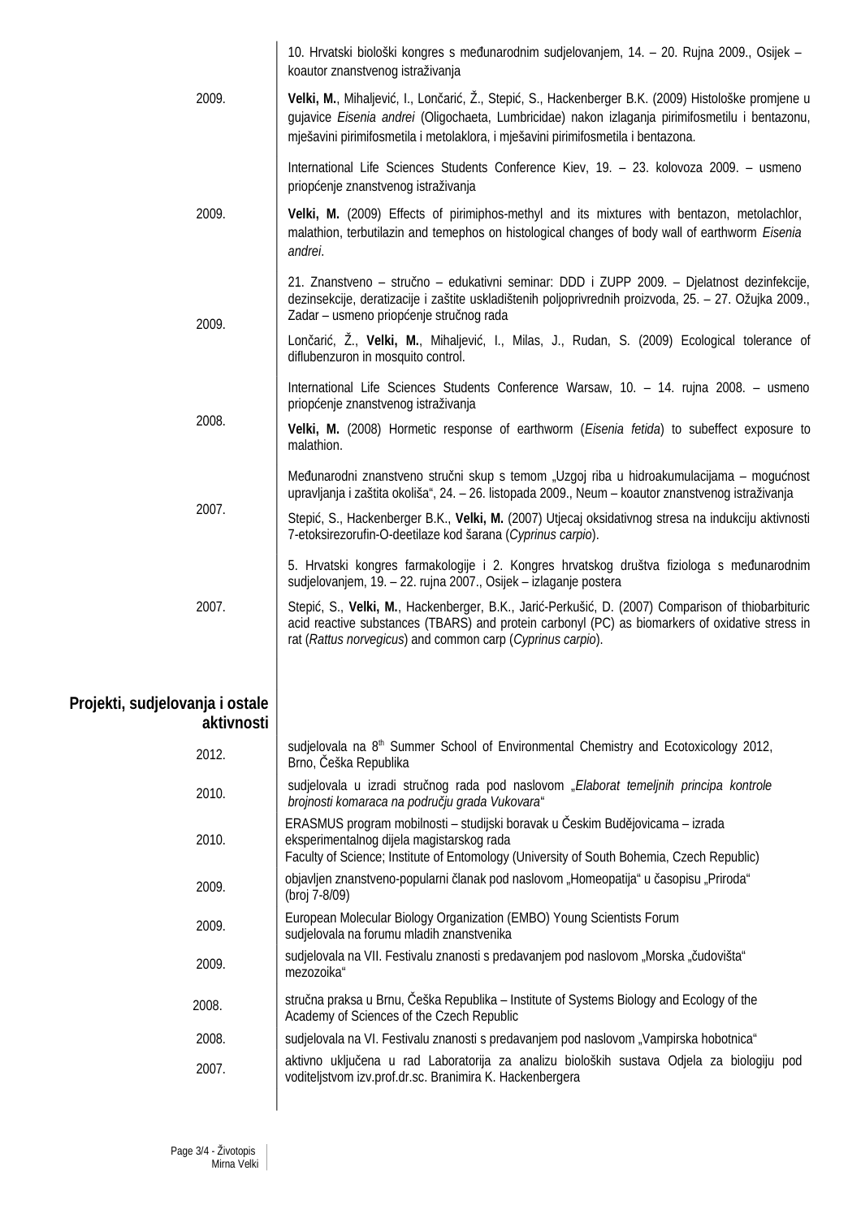| | |
|---|---|
| | 10. Hrvatski biološki kongres s međunarodnim sudjelovanjem, 14. – 20. Rujna 2009., Osijek – koautor znanstvenog istraživanja |
| 2009. | **Velki, M.**, Mihaljević, I., Lončarić, Ž., Stepić, S., Hackenberger B.K. (2009) Histološke promjene u gujavice *Eisenia andrei* (Oligochaeta, Lumbricidae) nakon izlaganja pirimifosmetilu i bentazonu, mješavini pirimifosmetila i metolaklora, i mješavini pirimifosmetila i bentazona. |
| | International Life Sciences Students Conference Kiev, 19. – 23. kolovoza 2009. – usmeno priopćenje znanstvenog istraživanja |
| 2009. | **Velki, M.** (2009) Effects of pirimiphos-methyl and its mixtures with bentazon, metolachlor, malathion, terbutilazin and temephos on histological changes of body wall of earthworm *Eisenia andrei*. |
| 2009. | 21. Znanstveno – stručno – edukativni seminar: DDD i ZUPP 2009. – Djelatnost dezinfekcije, dezinsekcije, deratizacije i zaštite uskladištenih poljoprivrednih proizvoda, 25. – 27. Ožujka 2009., Zadar – usmeno priopćenje stručnog rada<br>Lončarić, Ž., **Velki, M.**, Mihaljević, I., Milas, J., Rudan, S. (2009) Ecological tolerance of diflubenzuron in mosquito control. |
| 2008. | International Life Sciences Students Conference Warsaw, 10. – 14. rujna 2008. – usmeno priopćenje znanstvenog istraživanja<br>**Velki, M.** (2008) Hormetic response of earthworm (*Eisenia fetida*) to subeffect exposure to malathion. |
| 2007. | Međunarodni znanstveno stručni skup s temom „Uzgoj riba u hidroakumulacijama – mogućnost upravljanja i zaštita okoliša", 24. – 26. listopada 2009., Neum – koautor znanstvenog istraživanja<br>Stepić, S., Hackenberger B.K., **Velki, M.** (2007) Utjecaj oksidativnog stresa na indukciju aktivnosti 7-etoksirezorufin-O-deetilaze kod šarana (*Cyprinus carpio*). |
| | 5. Hrvatski kongres farmakologije i 2. Kongres hrvatskog društva fiziologa s međunarodnim sudjelovanjem, 19. – 22. rujna 2007., Osijek – izlaganje postera |
| 2007. | Stepić, S., **Velki, M.**, Hackenberger, B.K., Jarić-Perkušić, D. (2007) Comparison of thiobarbituric acid reactive substances (TBARS) and protein carbonyl (PC) as biomarkers of oxidative stress in rat (*Rattus norvegicus*) and common carp (*Cyprinus carpio*). |

## Projekti, sudjelovanja i ostale aktivnosti

| | |
|---|---|
| 2012. | sudjelovala na 8th Summer School of Environmental Chemistry and Ecotoxicology 2012, Brno, Češka Republika |
| 2010. | sudjelovala u izradi stručnog rada pod naslovom „*Elaborat temeljnih principa kontrole brojnosti komaraca na području grada Vukovara*" |
| 2010. | ERASMUS program mobilnosti – studijski boravak u Češkim Budějovicama – izrada eksperimentalnog dijela magistarskog rada<br>Faculty of Science; Institute of Entomology (University of South Bohemia, Czech Republic) |
| 2009. | objavljen znanstveno-popularni članak pod naslovom „Homeopatija" u časopisu „Priroda" (broj 7-8/09) |
| 2009. | European Molecular Biology Organization (EMBO) Young Scientists Forum<br>sudjelovala na forumu mladih znanstvenika |
| 2009. | sudjelovala na VII. Festivalu znanosti s predavanjem pod naslovom „Morska „čudovišta" mezozoika" |
| 2008. | stručna praksa u Brnu, Češka Republika – Institute of Systems Biology and Ecology of the Academy of Sciences of the Czech Republic |
| 2008. | sudjelovala na VI. Festivalu znanosti s predavanjem pod naslovom „Vampirska hobotnica" |
| 2007. | aktivno uključena u rad Laboratorija za analizu bioloških sustava Odjela za biologiju pod voditeljstvom izv.prof.dr.sc. Branimira K. Hackenbergera |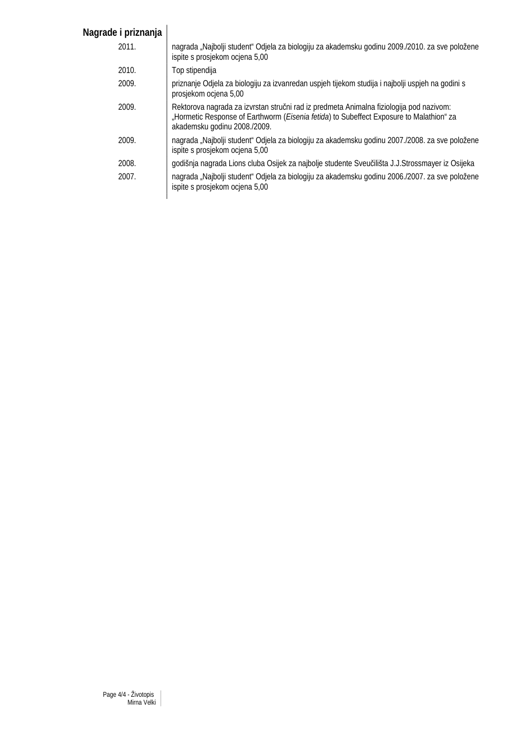## Nagrade i priznanja

| | |
|---|---|
| 2011. | nagrada „Najbolji student" Odjela za biologiju za akademsku godinu 2009./2010. za sve položene ispite s prosjekom ocjena 5,00 |
| 2010. | Top stipendija |
| 2009. | priznanje Odjela za biologiju za izvanredan uspjeh tijekom studija i najbolji uspjeh na godini s prosjekom ocjena 5,00 |
| 2009. | Rektorova nagrada za izvrstan stručni rad iz predmeta Animalna fiziologija pod nazivom: „Hormetic Response of Earthworm (*Eisenia fetida*) to Subeffect Exposure to Malathion" za akademsku godinu 2008./2009. |
| 2009. | nagrada „Najbolji student" Odjela za biologiju za akademsku godinu 2007./2008. za sve položene ispite s prosjekom ocjena 5,00 |
| 2008. | godišnja nagrada Lions cluba Osijek za najbolje studente Sveučilišta J.J.Strossmayer iz Osijeka |
| 2007. | nagrada „Najbolji student" Odjela za biologiju za akademsku godinu 2006./2007. za sve položene ispite s prosjekom ocjena 5,00 |